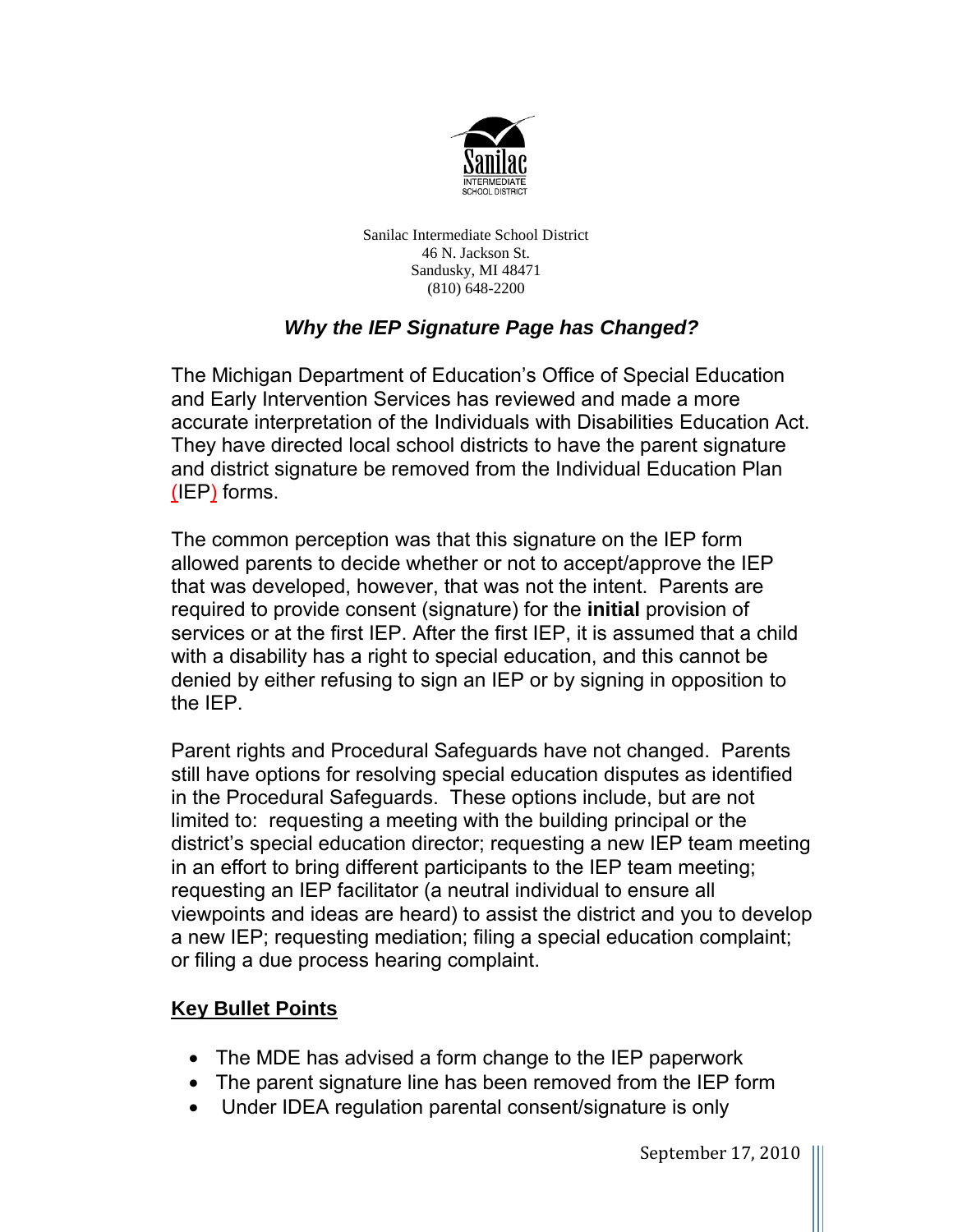Sanilac Intermediate School District
46 N. Jackson St.
Sandusky, MI 48471
(810) 648-2200

## *Why the IEP Signature Page has Changed?*

The Michigan Department of Education's Office of Special Education and Early Intervention Services has reviewed and made a more accurate interpretation of the Individuals with Disabilities Education Act. They have directed local school districts to have the parent signature and district signature be removed from the Individual Education Plan (IEP) forms.

The common perception was that this signature on the IEP form allowed parents to decide whether or not to accept/approve the IEP that was developed, however, that was not the intent. Parents are required to provide consent (signature) for the **initial** provision of services or at the first IEP. After the first IEP, it is assumed that a child with a disability has a right to special education, and this cannot be denied by either refusing to sign an IEP or by signing in opposition to the IEP.

Parent rights and Procedural Safeguards have not changed. Parents still have options for resolving special education disputes as identified in the Procedural Safeguards. These options include, but are not limited to: requesting a meeting with the building principal or the district's special education director; requesting a new IEP team meeting in an effort to bring different participants to the IEP team meeting; requesting an IEP facilitator (a neutral individual to ensure all viewpoints and ideas are heard) to assist the district and you to develop a new IEP; requesting mediation; filing a special education complaint; or filing a due process hearing complaint.

### **Key Bullet Points**

- The MDE has advised a form change to the IEP paperwork
- The parent signature line has been removed from the IEP form
- Under IDEA regulation parental consent/signature is only

September 17, 2010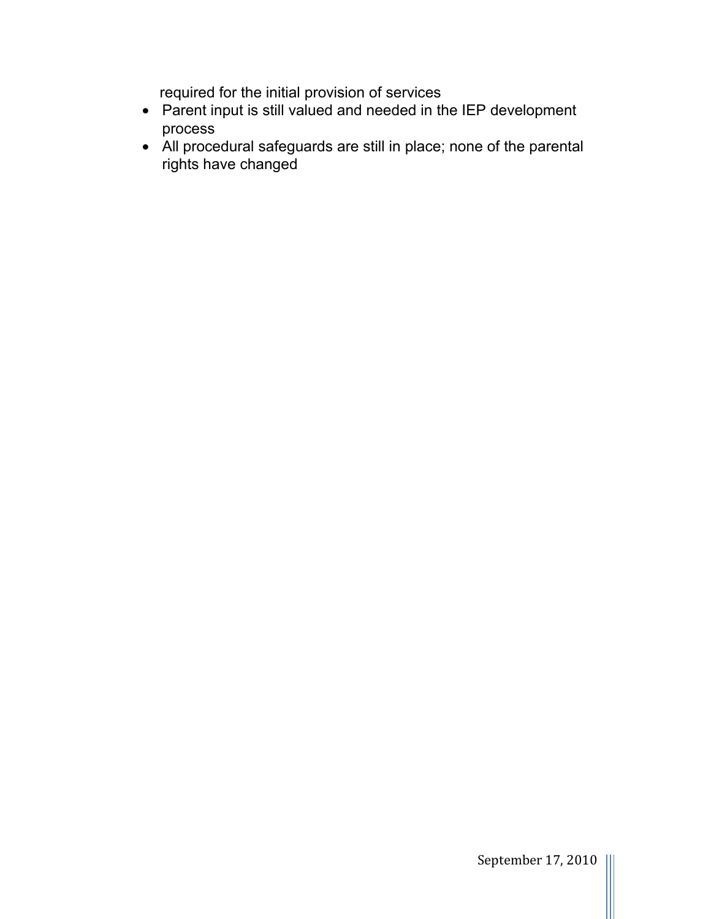required for the initial provision of services

- Parent input is still valued and needed in the IEP development process
- All procedural safeguards are still in place; none of the parental rights have changed